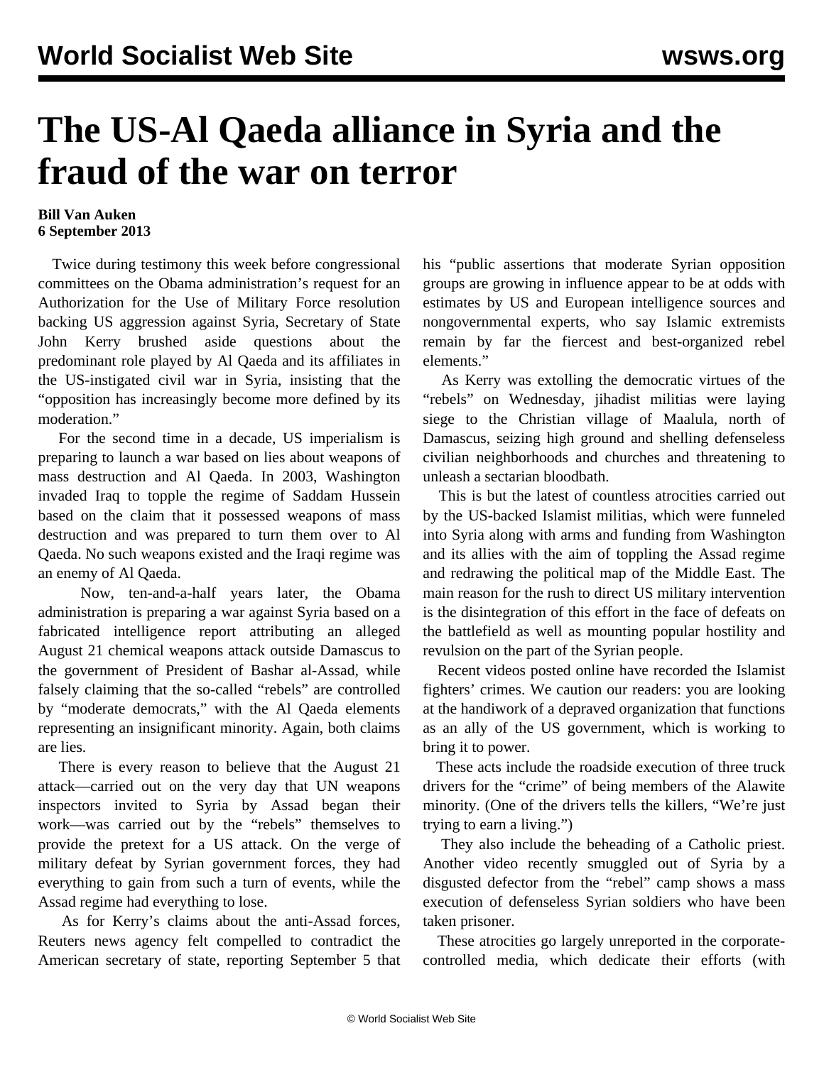# The US-Al Qaeda alliance in Syria and the fraud of the war on terror

**Bill Van Auken**
**6 September 2013**

Twice during testimony this week before congressional committees on the Obama administration's request for an Authorization for the Use of Military Force resolution backing US aggression against Syria, Secretary of State John Kerry brushed aside questions about the predominant role played by Al Qaeda and its affiliates in the US-instigated civil war in Syria, insisting that the "opposition has increasingly become more defined by its moderation."

For the second time in a decade, US imperialism is preparing to launch a war based on lies about weapons of mass destruction and Al Qaeda. In 2003, Washington invaded Iraq to topple the regime of Saddam Hussein based on the claim that it possessed weapons of mass destruction and was prepared to turn them over to Al Qaeda. No such weapons existed and the Iraqi regime was an enemy of Al Qaeda.

Now, ten-and-a-half years later, the Obama administration is preparing a war against Syria based on a fabricated intelligence report attributing an alleged August 21 chemical weapons attack outside Damascus to the government of President of Bashar al-Assad, while falsely claiming that the so-called "rebels" are controlled by "moderate democrats," with the Al Qaeda elements representing an insignificant minority. Again, both claims are lies.

There is every reason to believe that the August 21 attack—carried out on the very day that UN weapons inspectors invited to Syria by Assad began their work—was carried out by the "rebels" themselves to provide the pretext for a US attack. On the verge of military defeat by Syrian government forces, they had everything to gain from such a turn of events, while the Assad regime had everything to lose.

As for Kerry's claims about the anti-Assad forces, Reuters news agency felt compelled to contradict the American secretary of state, reporting September 5 that his "public assertions that moderate Syrian opposition groups are growing in influence appear to be at odds with estimates by US and European intelligence sources and nongovernmental experts, who say Islamic extremists remain by far the fiercest and best-organized rebel elements."

As Kerry was extolling the democratic virtues of the "rebels" on Wednesday, jihadist militias were laying siege to the Christian village of Maalula, north of Damascus, seizing high ground and shelling defenseless civilian neighborhoods and churches and threatening to unleash a sectarian bloodbath.

This is but the latest of countless atrocities carried out by the US-backed Islamist militias, which were funneled into Syria along with arms and funding from Washington and its allies with the aim of toppling the Assad regime and redrawing the political map of the Middle East. The main reason for the rush to direct US military intervention is the disintegration of this effort in the face of defeats on the battlefield as well as mounting popular hostility and revulsion on the part of the Syrian people.

Recent videos posted online have recorded the Islamist fighters' crimes. We caution our readers: you are looking at the handiwork of a depraved organization that functions as an ally of the US government, which is working to bring it to power.

These acts include the roadside execution of three truck drivers for the "crime" of being members of the Alawite minority. (One of the drivers tells the killers, "We're just trying to earn a living.")

They also include the beheading of a Catholic priest. Another video recently smuggled out of Syria by a disgusted defector from the "rebel" camp shows a mass execution of defenseless Syrian soldiers who have been taken prisoner.

These atrocities go largely unreported in the corporate-controlled media, which dedicate their efforts (with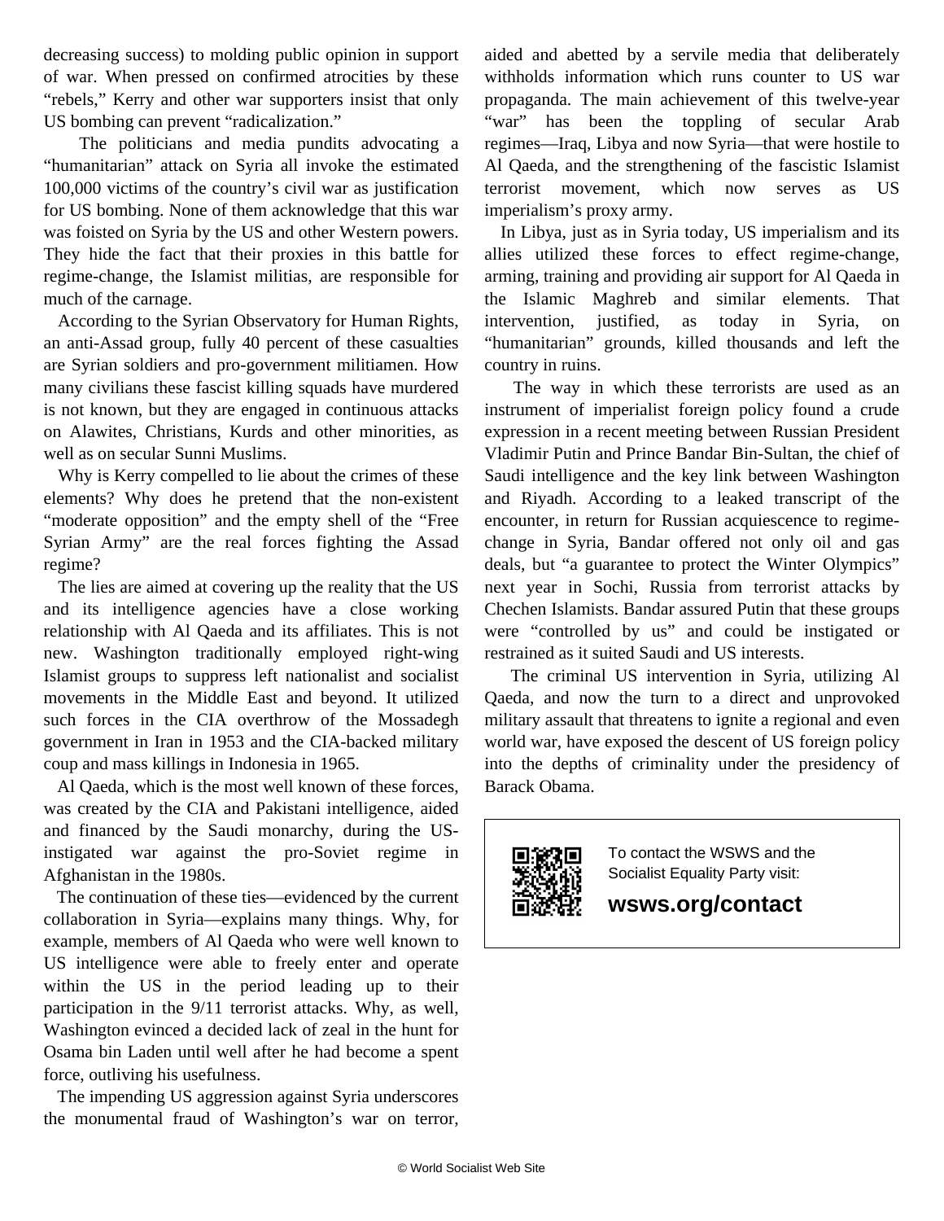decreasing success) to molding public opinion in support of war. When pressed on confirmed atrocities by these "rebels," Kerry and other war supporters insist that only US bombing can prevent "radicalization."

The politicians and media pundits advocating a "humanitarian" attack on Syria all invoke the estimated 100,000 victims of the country's civil war as justification for US bombing. None of them acknowledge that this war was foisted on Syria by the US and other Western powers. They hide the fact that their proxies in this battle for regime-change, the Islamist militias, are responsible for much of the carnage.

According to the Syrian Observatory for Human Rights, an anti-Assad group, fully 40 percent of these casualties are Syrian soldiers and pro-government militiamen. How many civilians these fascist killing squads have murdered is not known, but they are engaged in continuous attacks on Alawites, Christians, Kurds and other minorities, as well as on secular Sunni Muslims.

Why is Kerry compelled to lie about the crimes of these elements? Why does he pretend that the non-existent "moderate opposition" and the empty shell of the "Free Syrian Army" are the real forces fighting the Assad regime?

The lies are aimed at covering up the reality that the US and its intelligence agencies have a close working relationship with Al Qaeda and its affiliates. This is not new. Washington traditionally employed right-wing Islamist groups to suppress left nationalist and socialist movements in the Middle East and beyond. It utilized such forces in the CIA overthrow of the Mossadegh government in Iran in 1953 and the CIA-backed military coup and mass killings in Indonesia in 1965.

Al Qaeda, which is the most well known of these forces, was created by the CIA and Pakistani intelligence, aided and financed by the Saudi monarchy, during the US-instigated war against the pro-Soviet regime in Afghanistan in the 1980s.

The continuation of these ties—evidenced by the current collaboration in Syria—explains many things. Why, for example, members of Al Qaeda who were well known to US intelligence were able to freely enter and operate within the US in the period leading up to their participation in the 9/11 terrorist attacks. Why, as well, Washington evinced a decided lack of zeal in the hunt for Osama bin Laden until well after he had become a spent force, outliving his usefulness.

The impending US aggression against Syria underscores the monumental fraud of Washington's war on terror, aided and abetted by a servile media that deliberately withholds information which runs counter to US war propaganda. The main achievement of this twelve-year "war" has been the toppling of secular Arab regimes—Iraq, Libya and now Syria—that were hostile to Al Qaeda, and the strengthening of the fascistic Islamist terrorist movement, which now serves as US imperialism's proxy army.

In Libya, just as in Syria today, US imperialism and its allies utilized these forces to effect regime-change, arming, training and providing air support for Al Qaeda in the Islamic Maghreb and similar elements. That intervention, justified, as today in Syria, on "humanitarian" grounds, killed thousands and left the country in ruins.

The way in which these terrorists are used as an instrument of imperialist foreign policy found a crude expression in a recent meeting between Russian President Vladimir Putin and Prince Bandar Bin-Sultan, the chief of Saudi intelligence and the key link between Washington and Riyadh. According to a leaked transcript of the encounter, in return for Russian acquiescence to regime-change in Syria, Bandar offered not only oil and gas deals, but "a guarantee to protect the Winter Olympics" next year in Sochi, Russia from terrorist attacks by Chechen Islamists. Bandar assured Putin that these groups were "controlled by us" and could be instigated or restrained as it suited Saudi and US interests.

The criminal US intervention in Syria, utilizing Al Qaeda, and now the turn to a direct and unprovoked military assault that threatens to ignite a regional and even world war, have exposed the descent of US foreign policy into the depths of criminality under the presidency of Barack Obama.

To contact the WSWS and the Socialist Equality Party visit:

**wsws.org/contact**